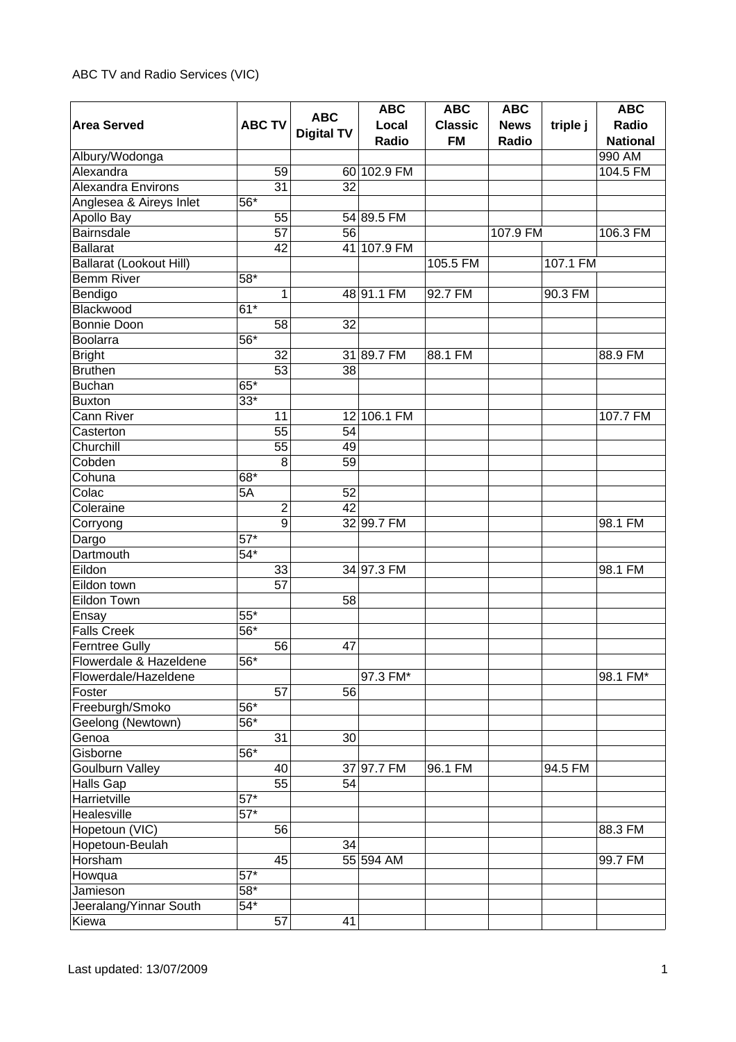ABC TV and Radio Services (VIC)

| Area Served | ABC TV | ABC Digital TV | ABC Local Radio | ABC Classic FM | ABC News Radio | triple j | ABC Radio National |
|---|---|---|---|---|---|---|---|
| Albury/Wodonga | | | | | | | 990 AM |
| Alexandra | 59 | 60 | 102.9 FM | | | | 104.5 FM |
| Alexandra Environs | 31 | 32 | | | | | |
| Anglesea & Aireys Inlet | 56* | | | | | | |
| Apollo Bay | 55 | 54 | 89.5 FM | | | | |
| Bairnsdale | 57 | 56 | | | 107.9 FM | | 106.3 FM |
| Ballarat | 42 | 41 | 107.9 FM | | | | |
| Ballarat (Lookout Hill) | | | | 105.5 FM | | 107.1 FM | |
| Bemm River | 58* | | | | | | |
| Bendigo | 1 | 48 | 91.1 FM | 92.7 FM | | 90.3 FM | |
| Blackwood | 61* | | | | | | |
| Bonnie Doon | 58 | 32 | | | | | |
| Boolarra | 56* | | | | | | |
| Bright | 32 | 31 | 89.7 FM | 88.1 FM | | | 88.9 FM |
| Bruthen | 53 | 38 | | | | | |
| Buchan | 65* | | | | | | |
| Buxton | 33* | | | | | | |
| Cann River | 11 | 12 | 106.1 FM | | | | 107.7 FM |
| Casterton | 55 | 54 | | | | | |
| Churchill | 55 | 49 | | | | | |
| Cobden | 8 | 59 | | | | | |
| Cohuna | 68* | | | | | | |
| Colac | 5A | 52 | | | | | |
| Coleraine | 2 | 42 | | | | | |
| Corryong | 9 | 32 | 99.7 FM | | | | 98.1 FM |
| Dargo | 57* | | | | | | |
| Dartmouth | 54* | | | | | | |
| Eildon | 33 | 34 | 97.3 FM | | | | 98.1 FM |
| Eildon town | 57 | | | | | | |
| Eildon Town | | 58 | | | | | |
| Ensay | 55* | | | | | | |
| Falls Creek | 56* | | | | | | |
| Ferntree Gully | 56 | 47 | | | | | |
| Flowerdale & Hazeldene | 56* | | | | | | |
| Flowerdale/Hazeldene | | | 97.3 FM* | | | | 98.1 FM* |
| Foster | 57 | 56 | | | | | |
| Freeburgh/Smoko | 56* | | | | | | |
| Geelong (Newtown) | 56* | | | | | | |
| Genoa | 31 | 30 | | | | | |
| Gisborne | 56* | | | | | | |
| Goulburn Valley | 40 | 37 | 97.7 FM | 96.1 FM | | 94.5 FM | |
| Halls Gap | 55 | 54 | | | | | |
| Harrietville | 57* | | | | | | |
| Healesville | 57* | | | | | | |
| Hopetoun (VIC) | 56 | | | | | | 88.3 FM |
| Hopetoun-Beulah | | 34 | | | | | |
| Horsham | 45 | 55 | 594 AM | | | | 99.7 FM |
| Howqua | 57* | | | | | | |
| Jamieson | 58* | | | | | | |
| Jeeralang/Yinnar South | 54* | | | | | | |
| Kiewa | 57 | 41 | | | | | |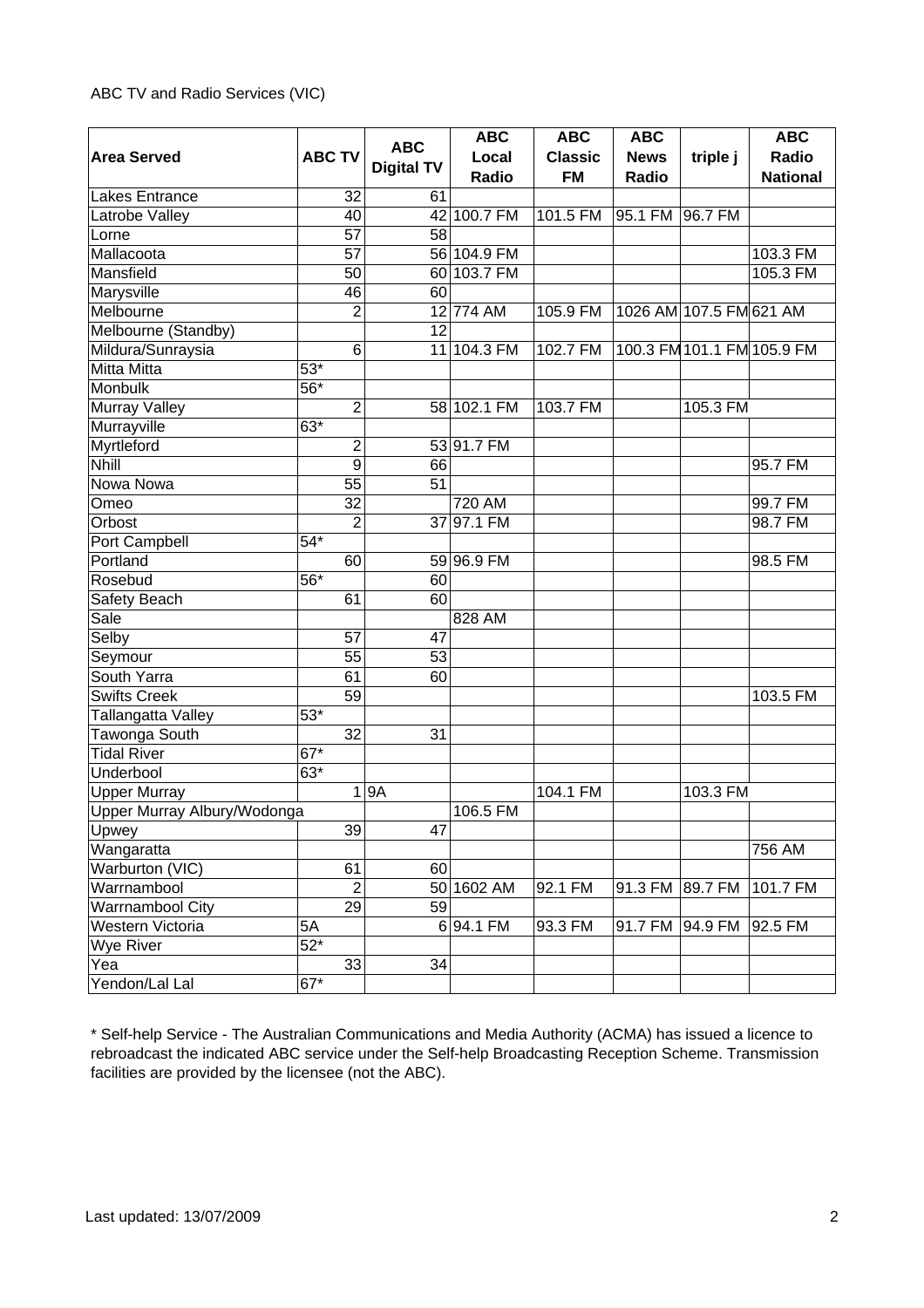ABC TV and Radio Services (VIC)

| Area Served | ABC TV | ABC Digital TV | ABC Local Radio | ABC Classic FM | ABC News Radio | triple j | ABC Radio National |
|---|---|---|---|---|---|---|---|
| Lakes Entrance | 32 | 61 | | | | | |
| Latrobe Valley | 40 | 42 | 100.7 FM | 101.5 FM | 95.1 FM | 96.7 FM | |
| Lorne | 57 | 58 | | | | | |
| Mallacoota | 57 | 56 | 104.9 FM | | | | 103.3 FM |
| Mansfield | 50 | 60 | 103.7 FM | | | | 105.3 FM |
| Marysville | 46 | 60 | | | | | |
| Melbourne | 2 | 12 | 774 AM | 105.9 FM | 1026 AM | 107.5 FM | 621 AM |
| Melbourne (Standby) | | 12 | | | | | |
| Mildura/Sunraysia | 6 | 11 | 104.3 FM | 102.7 FM | 100.3 FM | 101.1 FM | 105.9 FM |
| Mitta Mitta | 53* | | | | | | |
| Monbulk | 56* | | | | | | |
| Murray Valley | 2 | 58 | 102.1 FM | 103.7 FM | | 105.3 FM | |
| Murrayville | 63* | | | | | | |
| Myrtleford | 2 | 53 | 91.7 FM | | | | |
| Nhill | 9 | 66 | | | | | 95.7 FM |
| Nowa Nowa | 55 | 51 | | | | | |
| Omeo | 32 | | 720 AM | | | | 99.7 FM |
| Orbost | 2 | 37 | 97.1 FM | | | | 98.7 FM |
| Port Campbell | 54* | | | | | | |
| Portland | 60 | 59 | 96.9 FM | | | | 98.5 FM |
| Rosebud | 56* | 60 | | | | | |
| Safety Beach | 61 | 60 | | | | | |
| Sale | | | 828 AM | | | | |
| Selby | 57 | 47 | | | | | |
| Seymour | 55 | 53 | | | | | |
| South Yarra | 61 | 60 | | | | | |
| Swifts Creek | 59 | | | | | | 103.5 FM |
| Tallangatta Valley | 53* | | | | | | |
| Tawonga South | 32 | 31 | | | | | |
| Tidal River | 67* | | | | | | |
| Underbool | 63* | | | | | | |
| Upper Murray | 1 | 9A | | 104.1 FM | | 103.3 FM | |
| Upper Murray Albury/Wodonga | | | 106.5 FM | | | | |
| Upwey | 39 | 47 | | | | | |
| Wangaratta | | | | | | | 756 AM |
| Warburton (VIC) | 61 | 60 | | | | | |
| Warrnambool | 2 | 50 | 1602 AM | 92.1 FM | 91.3 FM | 89.7 FM | 101.7 FM |
| Warrnambool City | 29 | 59 | | | | | |
| Western Victoria | 5A | 6 | 94.1 FM | 93.3 FM | 91.7 FM | 94.9 FM | 92.5 FM |
| Wye River | 52* | | | | | | |
| Yea | 33 | 34 | | | | | |
| Yendon/Lal Lal | 67* | | | | | | |

* Self-help Service - The Australian Communications and Media Authority (ACMA) has issued a licence to rebroadcast the indicated ABC service under the Self-help Broadcasting Reception Scheme. Transmission facilities are provided by the licensee (not the ABC).

Last updated: 13/07/2009